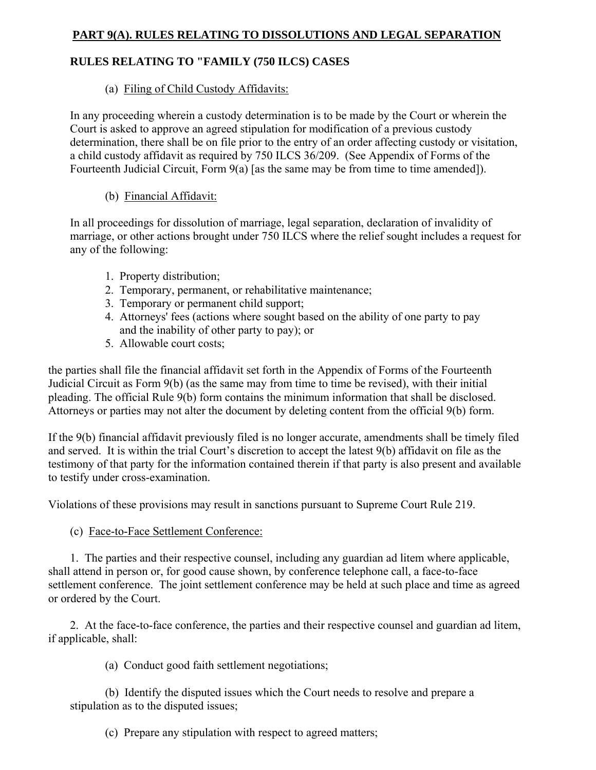## PART 9(A). RULES RELATING TO DISSOLUTIONS AND LEGAL SEPARATION

### RULES RELATING TO "FAMILY (750 ILCS) CASES

(a) Filing of Child Custody Affidavits:

In any proceeding wherein a custody determination is to be made by the Court or wherein the Court is asked to approve an agreed stipulation for modification of a previous custody determination, there shall be on file prior to the entry of an order affecting custody or visitation, a child custody affidavit as required by 750 ILCS 36/209. (See Appendix of Forms of the Fourteenth Judicial Circuit, Form 9(a) [as the same may be from time to time amended]).

(b) Financial Affidavit:

In all proceedings for dissolution of marriage, legal separation, declaration of invalidity of marriage, or other actions brought under 750 ILCS where the relief sought includes a request for any of the following:

1. Property distribution;
2. Temporary, permanent, or rehabilitative maintenance;
3. Temporary or permanent child support;
4. Attorneys' fees (actions where sought based on the ability of one party to pay and the inability of other party to pay); or
5. Allowable court costs;

the parties shall file the financial affidavit set forth in the Appendix of Forms of the Fourteenth Judicial Circuit as Form 9(b) (as the same may from time to time be revised), with their initial pleading. The official Rule 9(b) form contains the minimum information that shall be disclosed. Attorneys or parties may not alter the document by deleting content from the official 9(b) form.

If the 9(b) financial affidavit previously filed is no longer accurate, amendments shall be timely filed and served. It is within the trial Court's discretion to accept the latest 9(b) affidavit on file as the testimony of that party for the information contained therein if that party is also present and available to testify under cross-examination.

Violations of these provisions may result in sanctions pursuant to Supreme Court Rule 219.

(c) Face-to-Face Settlement Conference:

1. The parties and their respective counsel, including any guardian ad litem where applicable, shall attend in person or, for good cause shown, by conference telephone call, a face-to-face settlement conference. The joint settlement conference may be held at such place and time as agreed or ordered by the Court.

2. At the face-to-face conference, the parties and their respective counsel and guardian ad litem, if applicable, shall:

(a) Conduct good faith settlement negotiations;

(b) Identify the disputed issues which the Court needs to resolve and prepare a stipulation as to the disputed issues;

(c) Prepare any stipulation with respect to agreed matters;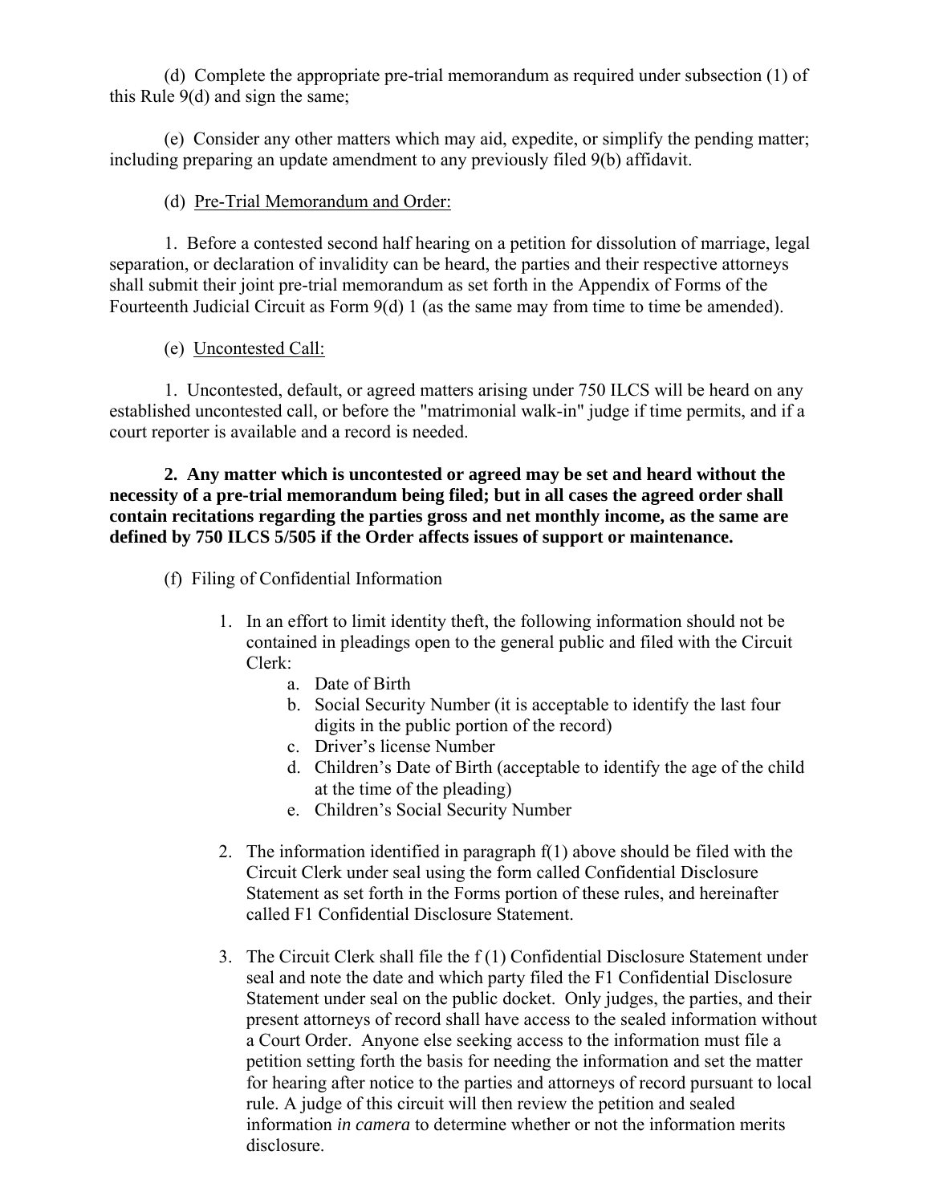(d) Complete the appropriate pre-trial memorandum as required under subsection (1) of this Rule 9(d) and sign the same;

(e) Consider any other matters which may aid, expedite, or simplify the pending matter; including preparing an update amendment to any previously filed 9(b) affidavit.

(d) Pre-Trial Memorandum and Order:

1. Before a contested second half hearing on a petition for dissolution of marriage, legal separation, or declaration of invalidity can be heard, the parties and their respective attorneys shall submit their joint pre-trial memorandum as set forth in the Appendix of Forms of the Fourteenth Judicial Circuit as Form 9(d) 1 (as the same may from time to time be amended).

(e) Uncontested Call:

1. Uncontested, default, or agreed matters arising under 750 ILCS will be heard on any established uncontested call, or before the "matrimonial walk-in" judge if time permits, and if a court reporter is available and a record is needed.

**2. Any matter which is uncontested or agreed may be set and heard without the necessity of a pre-trial memorandum being filed; but in all cases the agreed order shall contain recitations regarding the parties gross and net monthly income, as the same are defined by 750 ILCS 5/505 if the Order affects issues of support or maintenance.**

(f) Filing of Confidential Information

1. In an effort to limit identity theft, the following information should not be contained in pleadings open to the general public and filed with the Circuit Clerk:
    a. Date of Birth
    b. Social Security Number (it is acceptable to identify the last four digits in the public portion of the record)
    c. Driver's license Number
    d. Children's Date of Birth (acceptable to identify the age of the child at the time of the pleading)
    e. Children's Social Security Number

2. The information identified in paragraph f(1) above should be filed with the Circuit Clerk under seal using the form called Confidential Disclosure Statement as set forth in the Forms portion of these rules, and hereinafter called F1 Confidential Disclosure Statement.

3. The Circuit Clerk shall file the f (1) Confidential Disclosure Statement under seal and note the date and which party filed the F1 Confidential Disclosure Statement under seal on the public docket. Only judges, the parties, and their present attorneys of record shall have access to the sealed information without a Court Order. Anyone else seeking access to the information must file a petition setting forth the basis for needing the information and set the matter for hearing after notice to the parties and attorneys of record pursuant to local rule. A judge of this circuit will then review the petition and sealed information *in camera* to determine whether or not the information merits disclosure.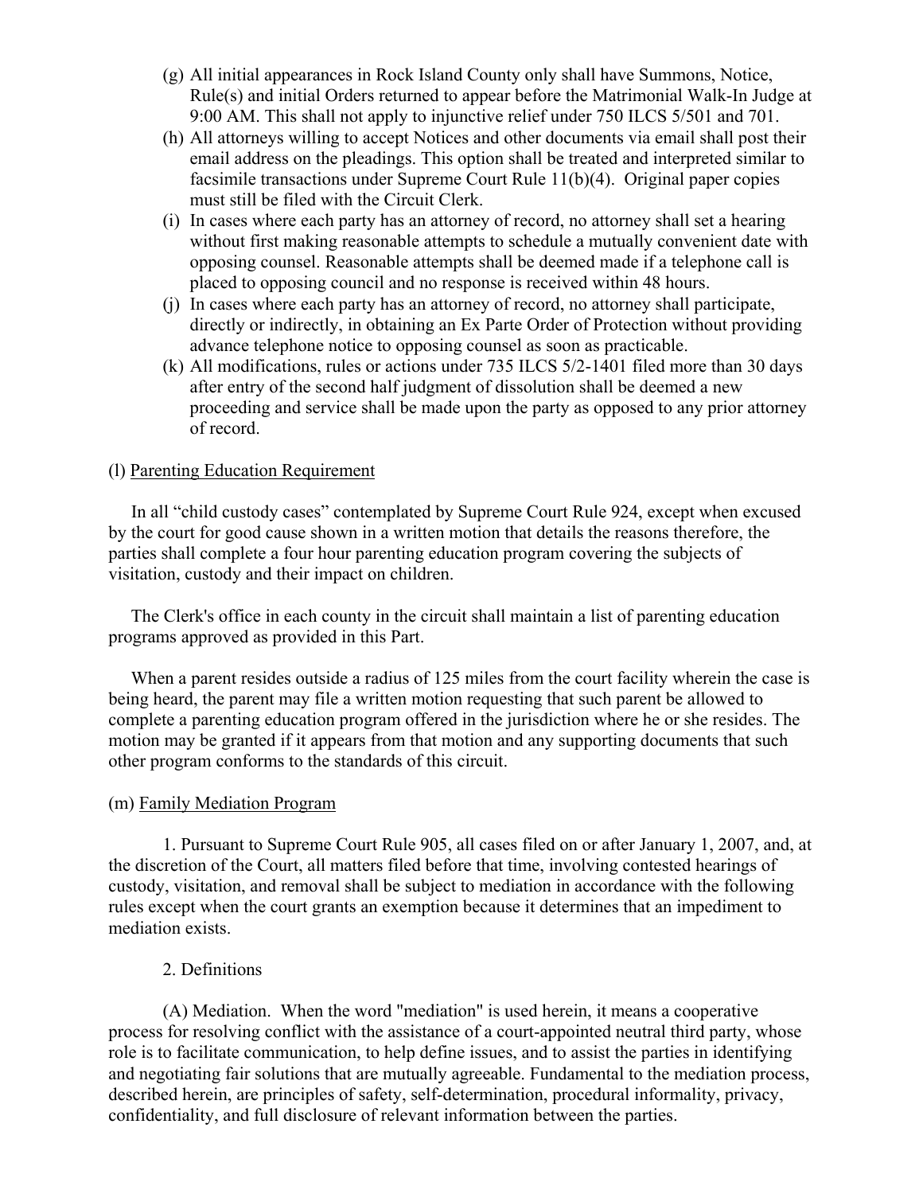(g) All initial appearances in Rock Island County only shall have Summons, Notice, Rule(s) and initial Orders returned to appear before the Matrimonial Walk-In Judge at 9:00 AM. This shall not apply to injunctive relief under 750 ILCS 5/501 and 701.

(h) All attorneys willing to accept Notices and other documents via email shall post their email address on the pleadings. This option shall be treated and interpreted similar to facsimile transactions under Supreme Court Rule 11(b)(4). Original paper copies must still be filed with the Circuit Clerk.

(i) In cases where each party has an attorney of record, no attorney shall set a hearing without first making reasonable attempts to schedule a mutually convenient date with opposing counsel. Reasonable attempts shall be deemed made if a telephone call is placed to opposing council and no response is received within 48 hours.

(j) In cases where each party has an attorney of record, no attorney shall participate, directly or indirectly, in obtaining an Ex Parte Order of Protection without providing advance telephone notice to opposing counsel as soon as practicable.

(k) All modifications, rules or actions under 735 ILCS 5/2-1401 filed more than 30 days after entry of the second half judgment of dissolution shall be deemed a new proceeding and service shall be made upon the party as opposed to any prior attorney of record.

(l) Parenting Education Requirement

In all "child custody cases" contemplated by Supreme Court Rule 924, except when excused by the court for good cause shown in a written motion that details the reasons therefore, the parties shall complete a four hour parenting education program covering the subjects of visitation, custody and their impact on children.

The Clerk's office in each county in the circuit shall maintain a list of parenting education programs approved as provided in this Part.

When a parent resides outside a radius of 125 miles from the court facility wherein the case is being heard, the parent may file a written motion requesting that such parent be allowed to complete a parenting education program offered in the jurisdiction where he or she resides. The motion may be granted if it appears from that motion and any supporting documents that such other program conforms to the standards of this circuit.

(m) Family Mediation Program

1. Pursuant to Supreme Court Rule 905, all cases filed on or after January 1, 2007, and, at the discretion of the Court, all matters filed before that time, involving contested hearings of custody, visitation, and removal shall be subject to mediation in accordance with the following rules except when the court grants an exemption because it determines that an impediment to mediation exists.

2. Definitions

(A) Mediation. When the word "mediation" is used herein, it means a cooperative process for resolving conflict with the assistance of a court-appointed neutral third party, whose role is to facilitate communication, to help define issues, and to assist the parties in identifying and negotiating fair solutions that are mutually agreeable. Fundamental to the mediation process, described herein, are principles of safety, self-determination, procedural informality, privacy, confidentiality, and full disclosure of relevant information between the parties.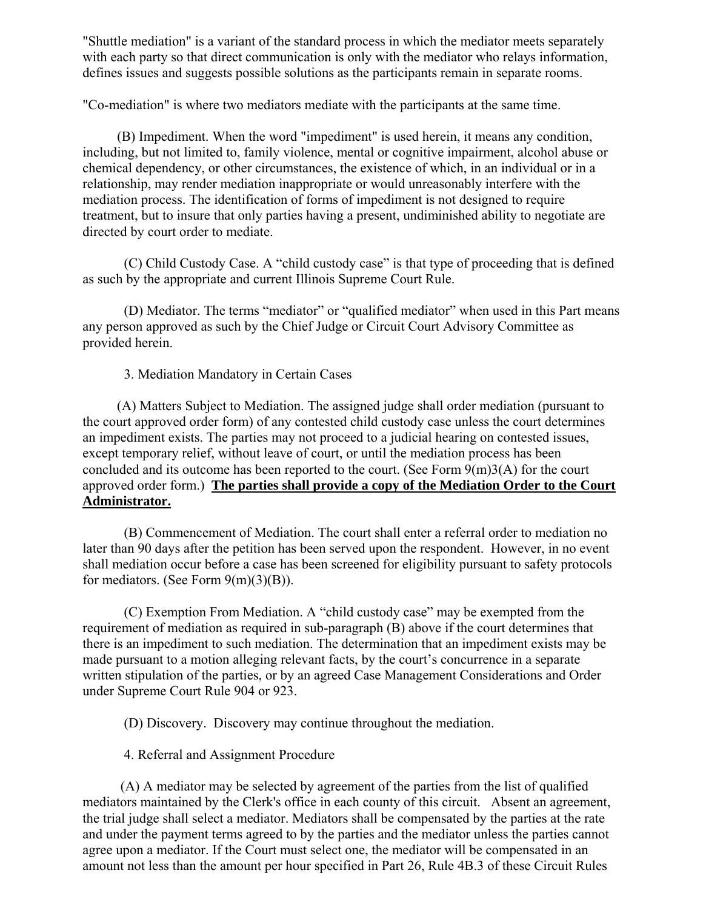"Shuttle mediation" is a variant of the standard process in which the mediator meets separately with each party so that direct communication is only with the mediator who relays information, defines issues and suggests possible solutions as the participants remain in separate rooms.

"Co-mediation" is where two mediators mediate with the participants at the same time.

(B) Impediment. When the word "impediment" is used herein, it means any condition, including, but not limited to, family violence, mental or cognitive impairment, alcohol abuse or chemical dependency, or other circumstances, the existence of which, in an individual or in a relationship, may render mediation inappropriate or would unreasonably interfere with the mediation process. The identification of forms of impediment is not designed to require treatment, but to insure that only parties having a present, undiminished ability to negotiate are directed by court order to mediate.

(C) Child Custody Case. A "child custody case" is that type of proceeding that is defined as such by the appropriate and current Illinois Supreme Court Rule.

(D) Mediator. The terms "mediator" or "qualified mediator" when used in this Part means any person approved as such by the Chief Judge or Circuit Court Advisory Committee as provided herein.

3. Mediation Mandatory in Certain Cases

(A) Matters Subject to Mediation. The assigned judge shall order mediation (pursuant to the court approved order form) of any contested child custody case unless the court determines an impediment exists. The parties may not proceed to a judicial hearing on contested issues, except temporary relief, without leave of court, or until the mediation process has been concluded and its outcome has been reported to the court. (See Form 9(m)3(A) for the court approved order form.) **The parties shall provide a copy of the Mediation Order to the Court Administrator.**

(B) Commencement of Mediation. The court shall enter a referral order to mediation no later than 90 days after the petition has been served upon the respondent. However, in no event shall mediation occur before a case has been screened for eligibility pursuant to safety protocols for mediators. (See Form 9(m)(3)(B)).

(C) Exemption From Mediation. A "child custody case" may be exempted from the requirement of mediation as required in sub-paragraph (B) above if the court determines that there is an impediment to such mediation. The determination that an impediment exists may be made pursuant to a motion alleging relevant facts, by the court's concurrence in a separate written stipulation of the parties, or by an agreed Case Management Considerations and Order under Supreme Court Rule 904 or 923.

(D) Discovery. Discovery may continue throughout the mediation.

4. Referral and Assignment Procedure

(A) A mediator may be selected by agreement of the parties from the list of qualified mediators maintained by the Clerk's office in each county of this circuit. Absent an agreement, the trial judge shall select a mediator. Mediators shall be compensated by the parties at the rate and under the payment terms agreed to by the parties and the mediator unless the parties cannot agree upon a mediator. If the Court must select one, the mediator will be compensated in an amount not less than the amount per hour specified in Part 26, Rule 4B.3 of these Circuit Rules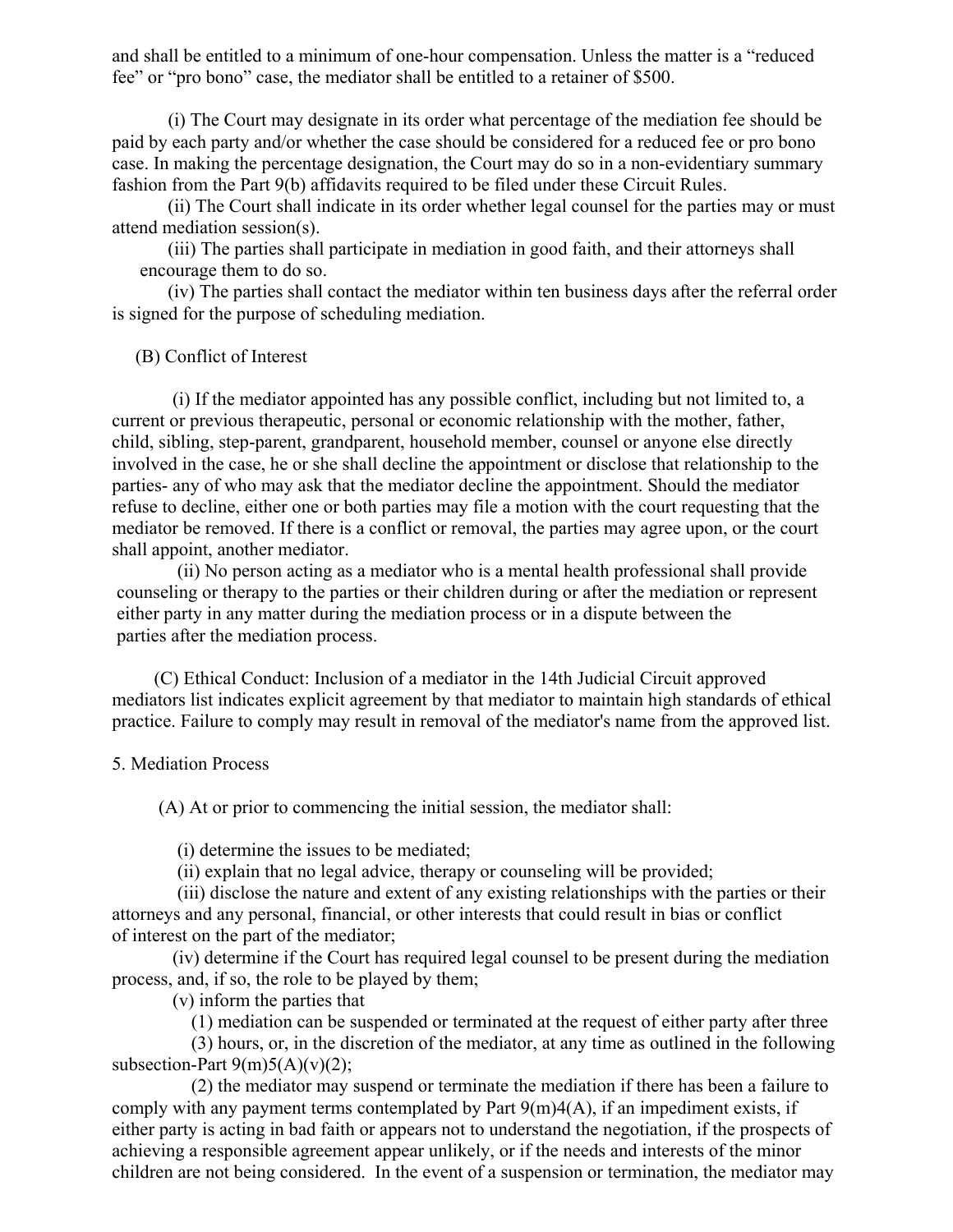and shall be entitled to a minimum of one-hour compensation. Unless the matter is a "reduced fee" or "pro bono" case, the mediator shall be entitled to a retainer of $500.

(i) The Court may designate in its order what percentage of the mediation fee should be paid by each party and/or whether the case should be considered for a reduced fee or pro bono case. In making the percentage designation, the Court may do so in a non-evidentiary summary fashion from the Part 9(b) affidavits required to be filed under these Circuit Rules.

(ii) The Court shall indicate in its order whether legal counsel for the parties may or must attend mediation session(s).

(iii) The parties shall participate in mediation in good faith, and their attorneys shall encourage them to do so.

(iv) The parties shall contact the mediator within ten business days after the referral order is signed for the purpose of scheduling mediation.

(B) Conflict of Interest

(i) If the mediator appointed has any possible conflict, including but not limited to, a current or previous therapeutic, personal or economic relationship with the mother, father, child, sibling, step-parent, grandparent, household member, counsel or anyone else directly involved in the case, he or she shall decline the appointment or disclose that relationship to the parties- any of who may ask that the mediator decline the appointment. Should the mediator refuse to decline, either one or both parties may file a motion with the court requesting that the mediator be removed. If there is a conflict or removal, the parties may agree upon, or the court shall appoint, another mediator.

(ii) No person acting as a mediator who is a mental health professional shall provide counseling or therapy to the parties or their children during or after the mediation or represent either party in any matter during the mediation process or in a dispute between the parties after the mediation process.

(C) Ethical Conduct: Inclusion of a mediator in the 14th Judicial Circuit approved mediators list indicates explicit agreement by that mediator to maintain high standards of ethical practice. Failure to comply may result in removal of the mediator's name from the approved list.

5. Mediation Process

(A) At or prior to commencing the initial session, the mediator shall:

(i) determine the issues to be mediated;

(ii) explain that no legal advice, therapy or counseling will be provided;

(iii) disclose the nature and extent of any existing relationships with the parties or their attorneys and any personal, financial, or other interests that could result in bias or conflict of interest on the part of the mediator;

(iv) determine if the Court has required legal counsel to be present during the mediation process, and, if so, the role to be played by them;

(v) inform the parties that

(1) mediation can be suspended or terminated at the request of either party after three

(3) hours, or, in the discretion of the mediator, at any time as outlined in the following subsection-Part 9(m)5(A)(v)(2);

(2) the mediator may suspend or terminate the mediation if there has been a failure to comply with any payment terms contemplated by Part 9(m)4(A), if an impediment exists, if either party is acting in bad faith or appears not to understand the negotiation, if the prospects of achieving a responsible agreement appear unlikely, or if the needs and interests of the minor children are not being considered. In the event of a suspension or termination, the mediator may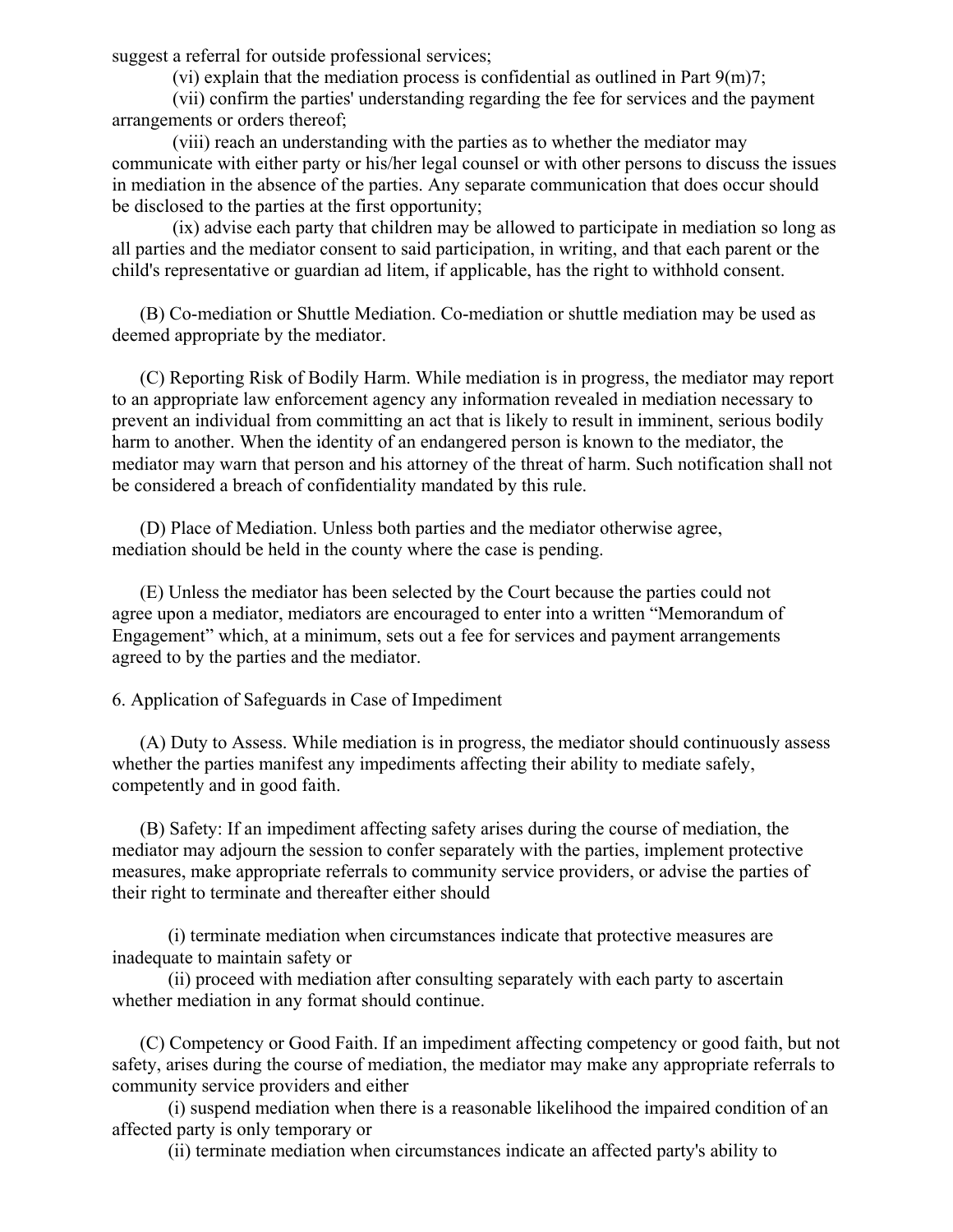suggest a referral for outside professional services;

(vi) explain that the mediation process is confidential as outlined in Part 9(m)7;

(vii) confirm the parties' understanding regarding the fee for services and the payment arrangements or orders thereof;

(viii) reach an understanding with the parties as to whether the mediator may communicate with either party or his/her legal counsel or with other persons to discuss the issues in mediation in the absence of the parties. Any separate communication that does occur should be disclosed to the parties at the first opportunity;

(ix) advise each party that children may be allowed to participate in mediation so long as all parties and the mediator consent to said participation, in writing, and that each parent or the child's representative or guardian ad litem, if applicable, has the right to withhold consent.

(B) Co-mediation or Shuttle Mediation. Co-mediation or shuttle mediation may be used as deemed appropriate by the mediator.

(C) Reporting Risk of Bodily Harm. While mediation is in progress, the mediator may report to an appropriate law enforcement agency any information revealed in mediation necessary to prevent an individual from committing an act that is likely to result in imminent, serious bodily harm to another. When the identity of an endangered person is known to the mediator, the mediator may warn that person and his attorney of the threat of harm. Such notification shall not be considered a breach of confidentiality mandated by this rule.

(D) Place of Mediation. Unless both parties and the mediator otherwise agree, mediation should be held in the county where the case is pending.

(E) Unless the mediator has been selected by the Court because the parties could not agree upon a mediator, mediators are encouraged to enter into a written "Memorandum of Engagement" which, at a minimum, sets out a fee for services and payment arrangements agreed to by the parties and the mediator.

6. Application of Safeguards in Case of Impediment

(A) Duty to Assess. While mediation is in progress, the mediator should continuously assess whether the parties manifest any impediments affecting their ability to mediate safely, competently and in good faith.

(B) Safety: If an impediment affecting safety arises during the course of mediation, the mediator may adjourn the session to confer separately with the parties, implement protective measures, make appropriate referrals to community service providers, or advise the parties of their right to terminate and thereafter either should

(i) terminate mediation when circumstances indicate that protective measures are inadequate to maintain safety or

(ii) proceed with mediation after consulting separately with each party to ascertain whether mediation in any format should continue.

(C) Competency or Good Faith. If an impediment affecting competency or good faith, but not safety, arises during the course of mediation, the mediator may make any appropriate referrals to community service providers and either

(i) suspend mediation when there is a reasonable likelihood the impaired condition of an affected party is only temporary or

(ii) terminate mediation when circumstances indicate an affected party's ability to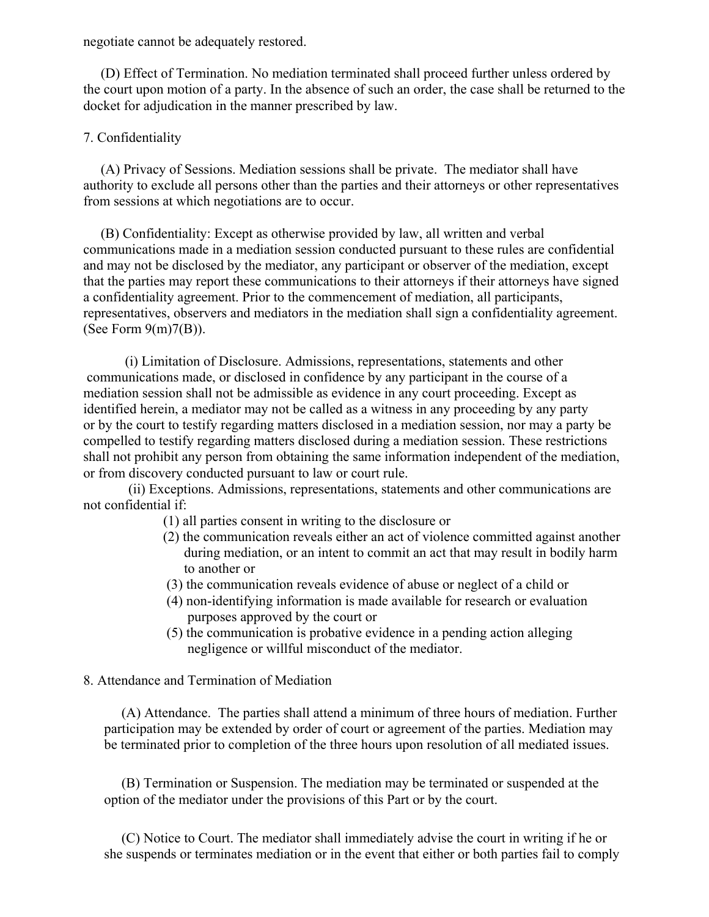negotiate cannot be adequately restored.

(D) Effect of Termination. No mediation terminated shall proceed further unless ordered by the court upon motion of a party. In the absence of such an order, the case shall be returned to the docket for adjudication in the manner prescribed by law.

7. Confidentiality

(A) Privacy of Sessions. Mediation sessions shall be private. The mediator shall have authority to exclude all persons other than the parties and their attorneys or other representatives from sessions at which negotiations are to occur.

(B) Confidentiality: Except as otherwise provided by law, all written and verbal communications made in a mediation session conducted pursuant to these rules are confidential and may not be disclosed by the mediator, any participant or observer of the mediation, except that the parties may report these communications to their attorneys if their attorneys have signed a confidentiality agreement. Prior to the commencement of mediation, all participants, representatives, observers and mediators in the mediation shall sign a confidentiality agreement. (See Form 9(m)7(B)).

(i) Limitation of Disclosure. Admissions, representations, statements and other communications made, or disclosed in confidence by any participant in the course of a mediation session shall not be admissible as evidence in any court proceeding. Except as identified herein, a mediator may not be called as a witness in any proceeding by any party or by the court to testify regarding matters disclosed in a mediation session, nor may a party be compelled to testify regarding matters disclosed during a mediation session. These restrictions shall not prohibit any person from obtaining the same information independent of the mediation, or from discovery conducted pursuant to law or court rule.

(ii) Exceptions. Admissions, representations, statements and other communications are not confidential if:

(1) all parties consent in writing to the disclosure or
(2) the communication reveals either an act of violence committed against another during mediation, or an intent to commit an act that may result in bodily harm to another or
(3) the communication reveals evidence of abuse or neglect of a child or
(4) non-identifying information is made available for research or evaluation purposes approved by the court or
(5) the communication is probative evidence in a pending action alleging negligence or willful misconduct of the mediator.

8. Attendance and Termination of Mediation

(A) Attendance. The parties shall attend a minimum of three hours of mediation. Further participation may be extended by order of court or agreement of the parties. Mediation may be terminated prior to completion of the three hours upon resolution of all mediated issues.

(B) Termination or Suspension. The mediation may be terminated or suspended at the option of the mediator under the provisions of this Part or by the court.

(C) Notice to Court. The mediator shall immediately advise the court in writing if he or she suspends or terminates mediation or in the event that either or both parties fail to comply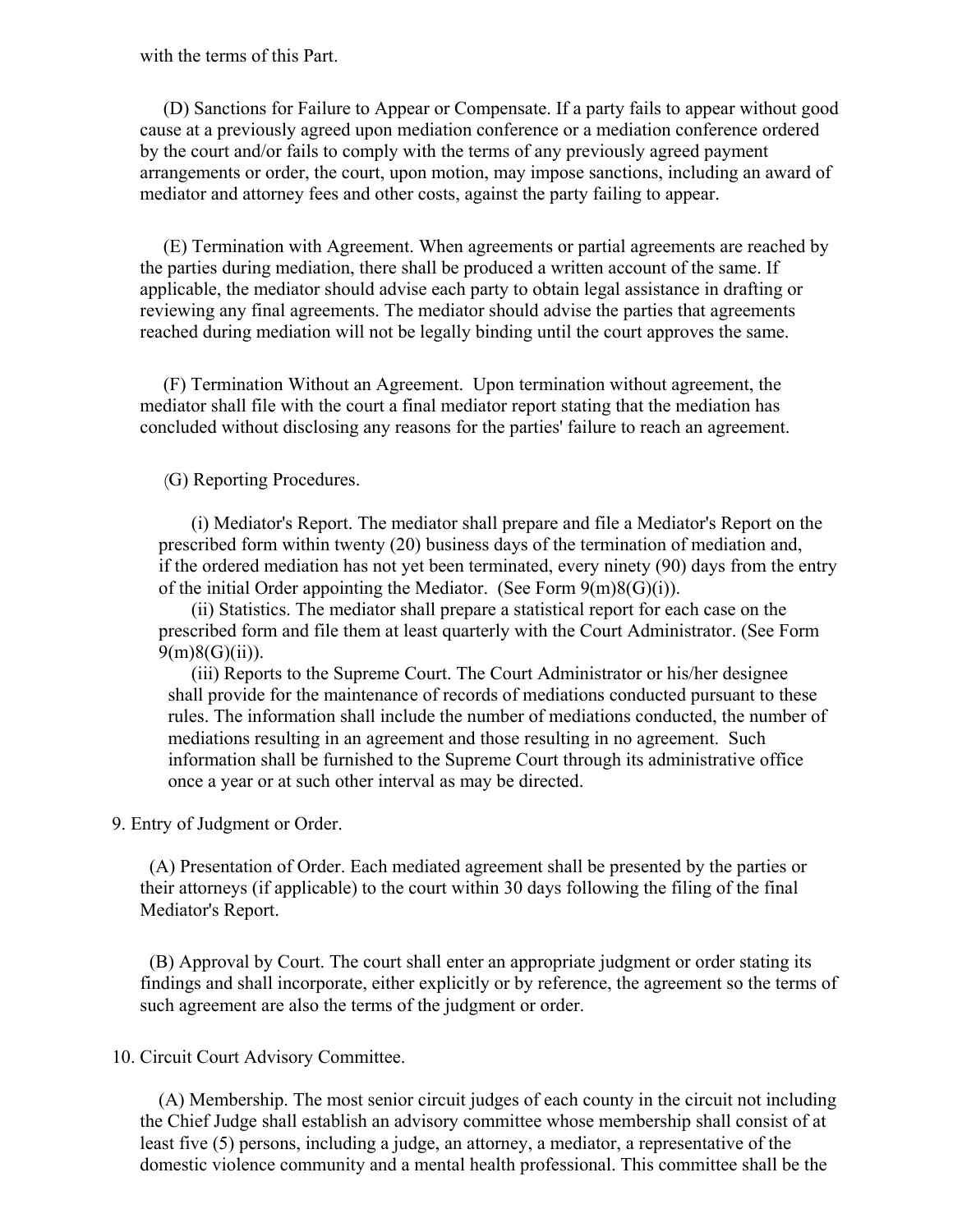with the terms of this Part.

(D) Sanctions for Failure to Appear or Compensate. If a party fails to appear without good cause at a previously agreed upon mediation conference or a mediation conference ordered by the court and/or fails to comply with the terms of any previously agreed payment arrangements or order, the court, upon motion, may impose sanctions, including an award of mediator and attorney fees and other costs, against the party failing to appear.

(E) Termination with Agreement. When agreements or partial agreements are reached by the parties during mediation, there shall be produced a written account of the same. If applicable, the mediator should advise each party to obtain legal assistance in drafting or reviewing any final agreements. The mediator should advise the parties that agreements reached during mediation will not be legally binding until the court approves the same.

(F) Termination Without an Agreement. Upon termination without agreement, the mediator shall file with the court a final mediator report stating that the mediation has concluded without disclosing any reasons for the parties' failure to reach an agreement.

(G) Reporting Procedures.

(i) Mediator's Report. The mediator shall prepare and file a Mediator's Report on the prescribed form within twenty (20) business days of the termination of mediation and, if the ordered mediation has not yet been terminated, every ninety (90) days from the entry of the initial Order appointing the Mediator. (See Form 9(m)8(G)(i)).

(ii) Statistics. The mediator shall prepare a statistical report for each case on the prescribed form and file them at least quarterly with the Court Administrator. (See Form 9(m)8(G)(ii)).

(iii) Reports to the Supreme Court. The Court Administrator or his/her designee shall provide for the maintenance of records of mediations conducted pursuant to these rules. The information shall include the number of mediations conducted, the number of mediations resulting in an agreement and those resulting in no agreement. Such information shall be furnished to the Supreme Court through its administrative office once a year or at such other interval as may be directed.

9. Entry of Judgment or Order.

(A) Presentation of Order. Each mediated agreement shall be presented by the parties or their attorneys (if applicable) to the court within 30 days following the filing of the final Mediator's Report.

(B) Approval by Court. The court shall enter an appropriate judgment or order stating its findings and shall incorporate, either explicitly or by reference, the agreement so the terms of such agreement are also the terms of the judgment or order.

10. Circuit Court Advisory Committee.

(A) Membership. The most senior circuit judges of each county in the circuit not including the Chief Judge shall establish an advisory committee whose membership shall consist of at least five (5) persons, including a judge, an attorney, a mediator, a representative of the domestic violence community and a mental health professional. This committee shall be the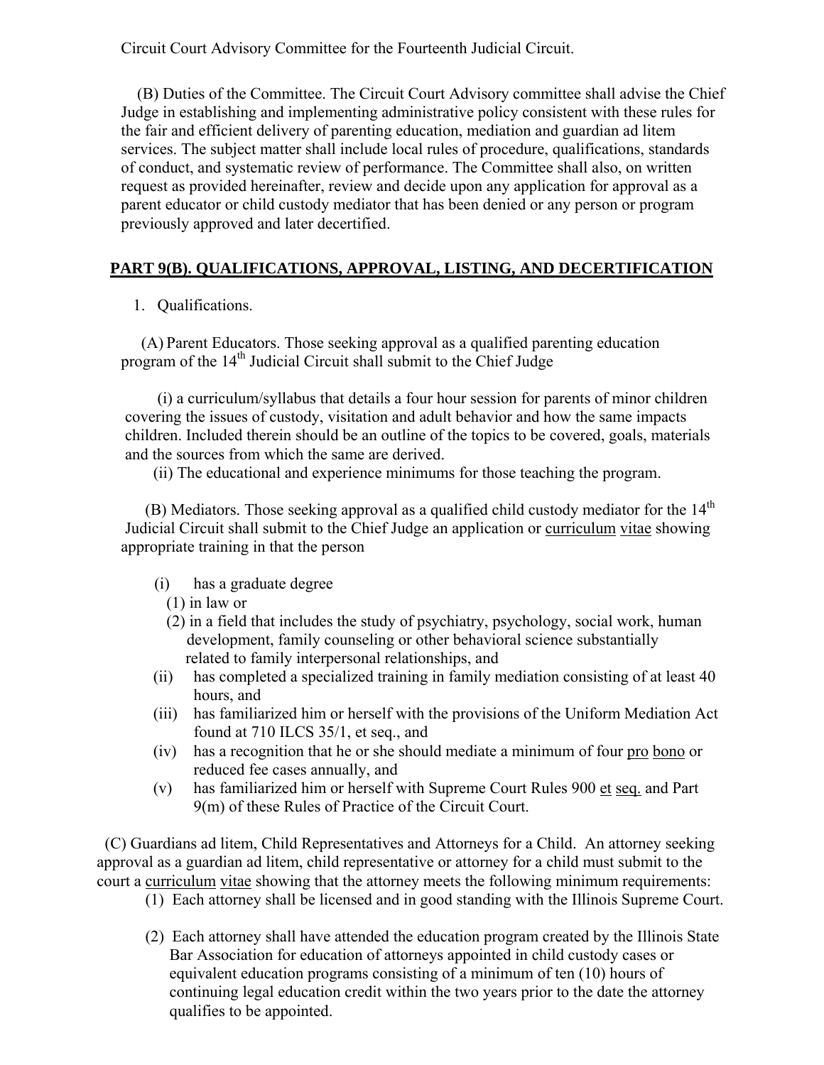Circuit Court Advisory Committee for the Fourteenth Judicial Circuit.

(B) Duties of the Committee. The Circuit Court Advisory committee shall advise the Chief Judge in establishing and implementing administrative policy consistent with these rules for the fair and efficient delivery of parenting education, mediation and guardian ad litem services. The subject matter shall include local rules of procedure, qualifications, standards of conduct, and systematic review of performance. The Committee shall also, on written request as provided hereinafter, review and decide upon any application for approval as a parent educator or child custody mediator that has been denied or any person or program previously approved and later decertified.

## PART 9(B). QUALIFICATIONS, APPROVAL, LISTING, AND DECERTIFICATION

1. Qualifications.

(A) Parent Educators. Those seeking approval as a qualified parenting education program of the 14th Judicial Circuit shall submit to the Chief Judge

(i) a curriculum/syllabus that details a four hour session for parents of minor children covering the issues of custody, visitation and adult behavior and how the same impacts children. Included therein should be an outline of the topics to be covered, goals, materials and the sources from which the same are derived.

(ii) The educational and experience minimums for those teaching the program.

(B) Mediators. Those seeking approval as a qualified child custody mediator for the 14th Judicial Circuit shall submit to the Chief Judge an application or curriculum vitae showing appropriate training in that the person

(i) has a graduate degree
  (1) in law or
  (2) in a field that includes the study of psychiatry, psychology, social work, human development, family counseling or other behavioral science substantially related to family interpersonal relationships, and
(ii) has completed a specialized training in family mediation consisting of at least 40 hours, and
(iii) has familiarized him or herself with the provisions of the Uniform Mediation Act found at 710 ILCS 35/1, et seq., and
(iv) has a recognition that he or she should mediate a minimum of four pro bono or reduced fee cases annually, and
(v) has familiarized him or herself with Supreme Court Rules 900 et seq. and Part 9(m) of these Rules of Practice of the Circuit Court.

(C) Guardians ad litem, Child Representatives and Attorneys for a Child. An attorney seeking approval as a guardian ad litem, child representative or attorney for a child must submit to the court a curriculum vitae showing that the attorney meets the following minimum requirements:

(1) Each attorney shall be licensed and in good standing with the Illinois Supreme Court.

(2) Each attorney shall have attended the education program created by the Illinois State Bar Association for education of attorneys appointed in child custody cases or equivalent education programs consisting of a minimum of ten (10) hours of continuing legal education credit within the two years prior to the date the attorney qualifies to be appointed.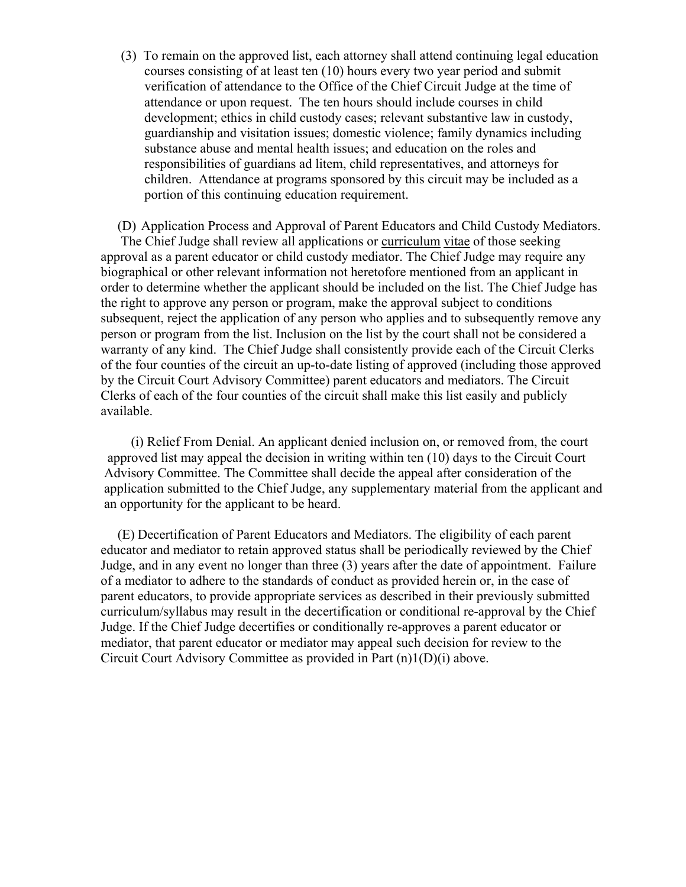(3) To remain on the approved list, each attorney shall attend continuing legal education courses consisting of at least ten (10) hours every two year period and submit verification of attendance to the Office of the Chief Circuit Judge at the time of attendance or upon request. The ten hours should include courses in child development; ethics in child custody cases; relevant substantive law in custody, guardianship and visitation issues; domestic violence; family dynamics including substance abuse and mental health issues; and education on the roles and responsibilities of guardians ad litem, child representatives, and attorneys for children. Attendance at programs sponsored by this circuit may be included as a portion of this continuing education requirement.

(D) Application Process and Approval of Parent Educators and Child Custody Mediators. The Chief Judge shall review all applications or curriculum vitae of those seeking approval as a parent educator or child custody mediator. The Chief Judge may require any biographical or other relevant information not heretofore mentioned from an applicant in order to determine whether the applicant should be included on the list. The Chief Judge has the right to approve any person or program, make the approval subject to conditions subsequent, reject the application of any person who applies and to subsequently remove any person or program from the list. Inclusion on the list by the court shall not be considered a warranty of any kind. The Chief Judge shall consistently provide each of the Circuit Clerks of the four counties of the circuit an up-to-date listing of approved (including those approved by the Circuit Court Advisory Committee) parent educators and mediators. The Circuit Clerks of each of the four counties of the circuit shall make this list easily and publicly available.

(i) Relief From Denial. An applicant denied inclusion on, or removed from, the court approved list may appeal the decision in writing within ten (10) days to the Circuit Court Advisory Committee. The Committee shall decide the appeal after consideration of the application submitted to the Chief Judge, any supplementary material from the applicant and an opportunity for the applicant to be heard.

(E) Decertification of Parent Educators and Mediators. The eligibility of each parent educator and mediator to retain approved status shall be periodically reviewed by the Chief Judge, and in any event no longer than three (3) years after the date of appointment. Failure of a mediator to adhere to the standards of conduct as provided herein or, in the case of parent educators, to provide appropriate services as described in their previously submitted curriculum/syllabus may result in the decertification or conditional re-approval by the Chief Judge. If the Chief Judge decertifies or conditionally re-approves a parent educator or mediator, that parent educator or mediator may appeal such decision for review to the Circuit Court Advisory Committee as provided in Part (n)1(D)(i) above.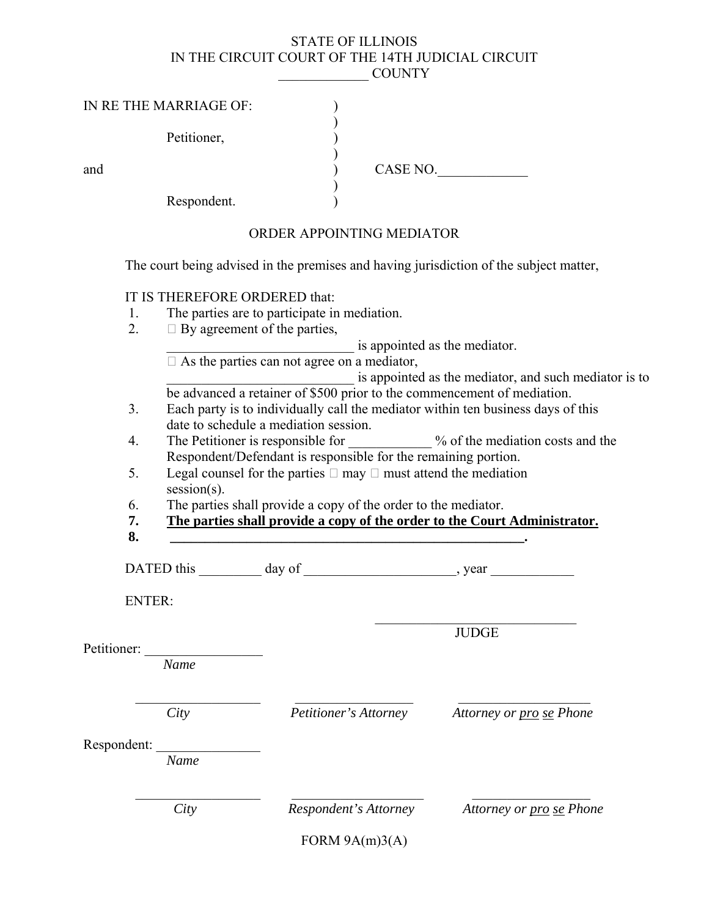STATE OF ILLINOIS
IN THE CIRCUIT COURT OF THE 14TH JUDICIAL CIRCUIT
_____________ COUNTY

IN RE THE MARRIAGE OF: )
)
Petitioner, )
)
and ) CASE NO._____________
)
Respondent. )

## ORDER APPOINTING MEDIATOR

The court being advised in the premises and having jurisdiction of the subject matter,

IT IS THEREFORE ORDERED that:

1. The parties are to participate in mediation.
2. ☐ By agreement of the parties,
   ____________________________ is appointed as the mediator.
   ☐ As the parties can not agree on a mediator,
   ____________________________ is appointed as the mediator, and such mediator is to be advanced a retainer of $500 prior to the commencement of mediation.
3. Each party is to individually call the mediator within ten business days of this date to schedule a mediation session.
4. The Petitioner is responsible for ___________ % of the mediation costs and the Respondent/Defendant is responsible for the remaining portion.
5. Legal counsel for the parties ☐ may ☐ must attend the mediation session(s).
6. The parties shall provide a copy of the order to the mediator.
7. **The parties shall provide a copy of the order to the Court Administrator.**
8. **_____________________________________________________.**

DATED this _________ day of ______________________, year ____________

ENTER:

______________________________
JUDGE

Petitioner: _________________
*Name*

| ___________________ | ___________________ | ___________________ |
|---|---|---|
| *City* | *Petitioner's Attorney* | *Attorney or pro se Phone* |

Respondent: _______________
*Name*

| ___________________ | ___________________ | ___________________ |
|---|---|---|
| *City* | *Respondent's Attorney* | *Attorney or pro se Phone* |

FORM 9A(m)3(A)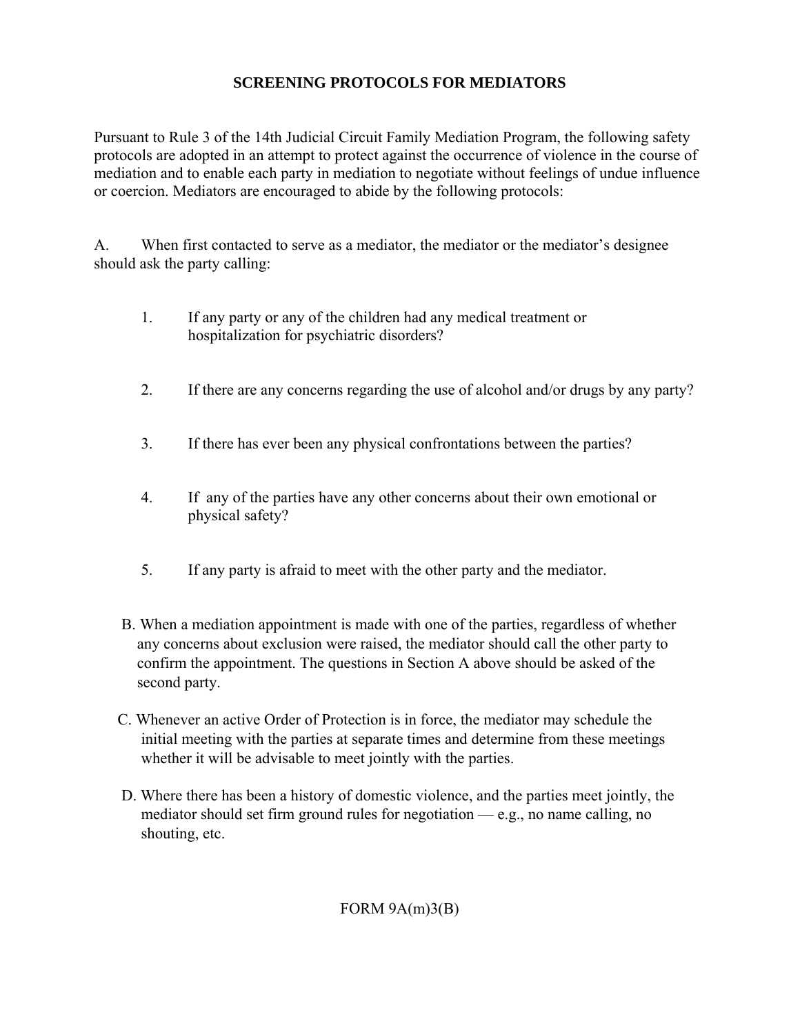# SCREENING PROTOCOLS FOR MEDIATORS

Pursuant to Rule 3 of the 14th Judicial Circuit Family Mediation Program, the following safety protocols are adopted in an attempt to protect against the occurrence of violence in the course of mediation and to enable each party in mediation to negotiate without feelings of undue influence or coercion. Mediators are encouraged to abide by the following protocols:

A. When first contacted to serve as a mediator, the mediator or the mediator's designee should ask the party calling:

1. If any party or any of the children had any medical treatment or hospitalization for psychiatric disorders?

2. If there are any concerns regarding the use of alcohol and/or drugs by any party?

3. If there has ever been any physical confrontations between the parties?

4. If any of the parties have any other concerns about their own emotional or physical safety?

5. If any party is afraid to meet with the other party and the mediator.

B. When a mediation appointment is made with one of the parties, regardless of whether any concerns about exclusion were raised, the mediator should call the other party to confirm the appointment. The questions in Section A above should be asked of the second party.

C. Whenever an active Order of Protection is in force, the mediator may schedule the initial meeting with the parties at separate times and determine from these meetings whether it will be advisable to meet jointly with the parties.

D. Where there has been a history of domestic violence, and the parties meet jointly, the mediator should set firm ground rules for negotiation — e.g., no name calling, no shouting, etc.

FORM 9A(m)3(B)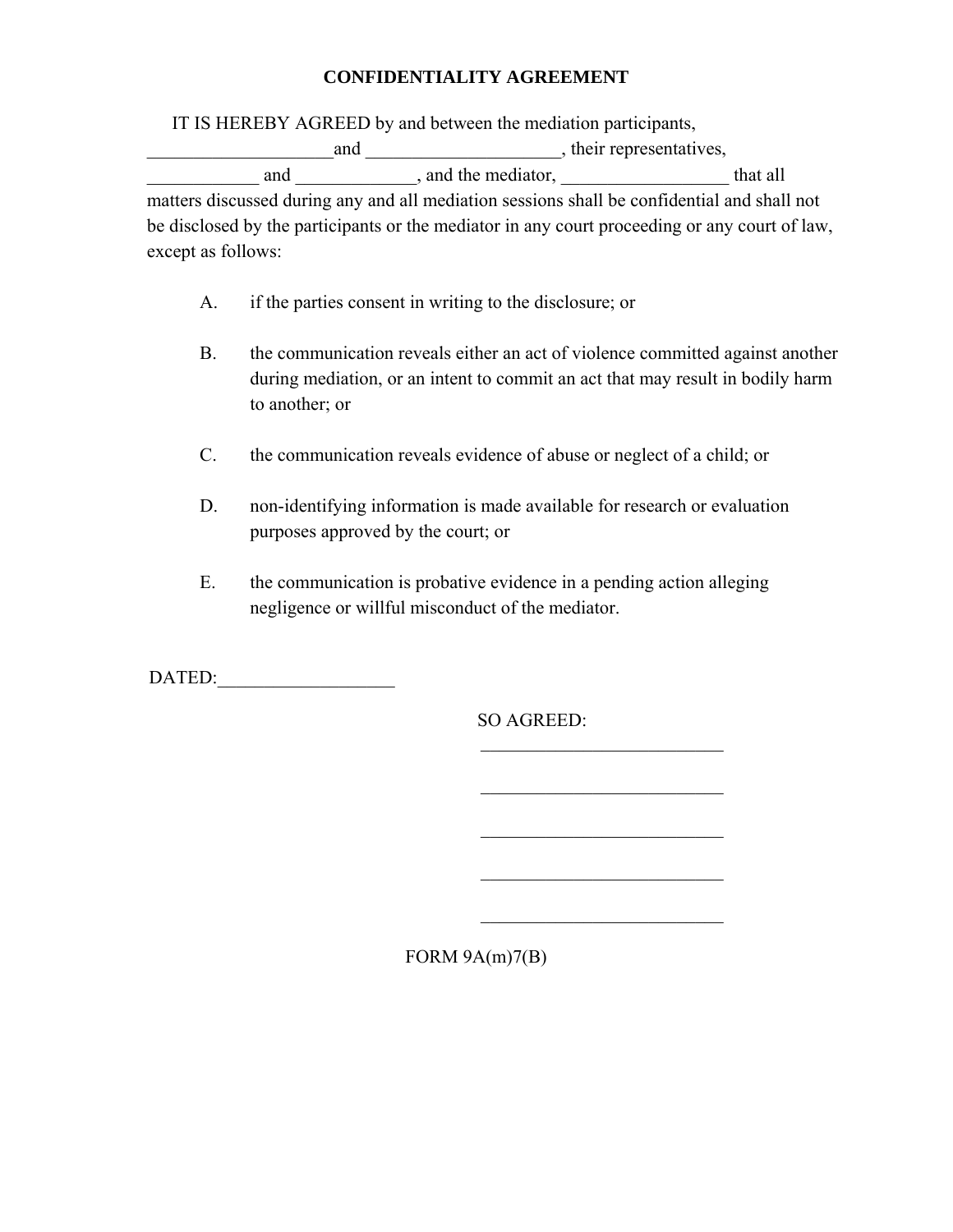# CONFIDENTIALITY AGREEMENT

IT IS HEREBY AGREED by and between the mediation participants, ____________________and ____________________, their representatives, ____________ and _____________, and the mediator, __________________ that all matters discussed during any and all mediation sessions shall be confidential and shall not be disclosed by the participants or the mediator in any court proceeding or any court of law, except as follows:

A. if the parties consent in writing to the disclosure; or

B. the communication reveals either an act of violence committed against another during mediation, or an intent to commit an act that may result in bodily harm to another; or

C. the communication reveals evidence of abuse or neglect of a child; or

D. non-identifying information is made available for research or evaluation purposes approved by the court; or

E. the communication is probative evidence in a pending action alleging negligence or willful misconduct of the mediator.

DATED:___________________

SO AGREED:

___________________________

___________________________

___________________________

___________________________

___________________________

FORM 9A(m)7(B)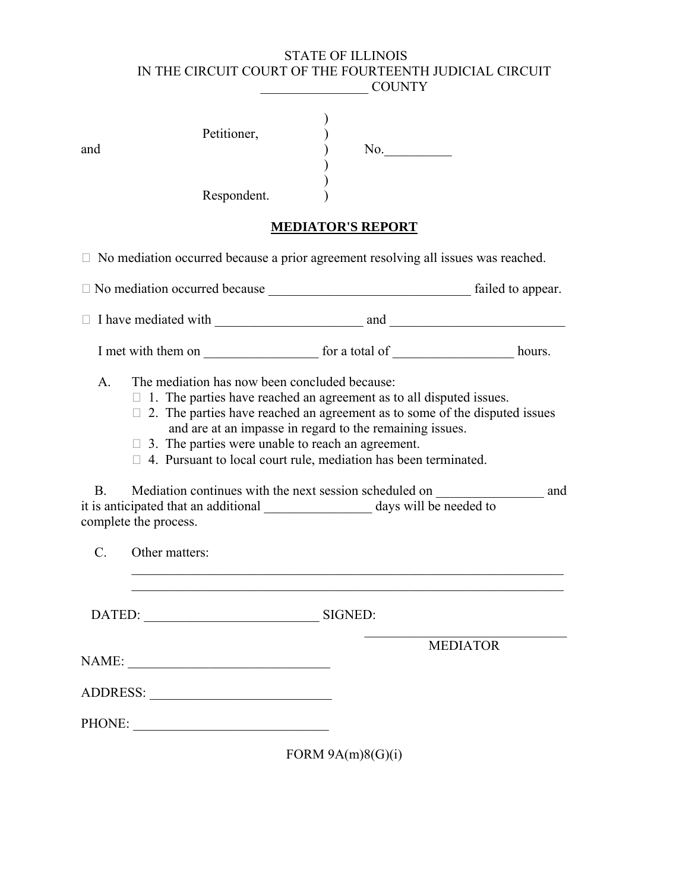STATE OF ILLINOIS
IN THE CIRCUIT COURT OF THE FOURTEENTH JUDICIAL CIRCUIT
________________ COUNTY

|  |  |  |
|---|---|---|
| Petitioner, | ) |  |
| and | ) | No.__________ |
|  | ) |  |
| Respondent. | ) |  |

## MEDIATOR'S REPORT

☐ No mediation occurred because a prior agreement resolving all issues was reached.

☐ No mediation occurred because ______________________________ failed to appear.

☐ I have mediated with ______________________ and __________________________

I met with them on _________________ for a total of __________________ hours.

A. The mediation has now been concluded because:
- ☐ 1. The parties have reached an agreement as to all disputed issues.
- ☐ 2. The parties have reached an agreement as to some of the disputed issues and are at an impasse in regard to the remaining issues.
- ☐ 3. The parties were unable to reach an agreement.
- ☐ 4. Pursuant to local court rule, mediation has been terminated.

B. Mediation continues with the next session scheduled on ________________ and it is anticipated that an additional ________________ days will be needed to complete the process.

C. Other matters:

_________________________________________________________________

_________________________________________________________________

DATED: __________________________ SIGNED:

_______________________________
MEDIATOR

NAME: ______________________________

ADDRESS: ___________________________

PHONE: _____________________________

FORM 9A(m)8(G)(i)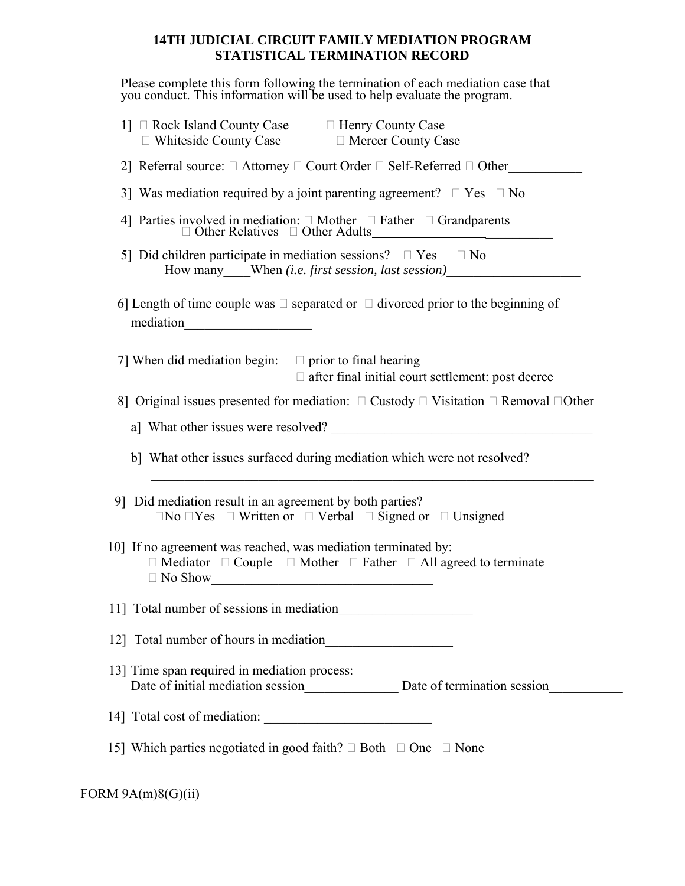# 14TH JUDICIAL CIRCUIT FAMILY MEDIATION PROGRAM
# STATISTICAL TERMINATION RECORD

Please complete this form following the termination of each mediation case that you conduct. This information will be used to help evaluate the program.

1] ☐ Rock Island County Case ☐ Henry County Case
☐ Whiteside County Case ☐ Mercer County Case

2] Referral source: ☐ Attorney ☐ Court Order ☐ Self-Referred ☐ Other___________

3] Was mediation required by a joint parenting agreement? ☐ Yes ☐ No

4] Parties involved in mediation: ☐ Mother ☐ Father ☐ Grandparents
☐ Other Relatives ☐ Other Adults___________________________

5] Did children participate in mediation sessions? ☐ Yes ☐ No
How many____When *(i.e. first session, last session)*____________________

6] Length of time couple was ☐ separated or ☐ divorced prior to the beginning of mediation___________________

7] When did mediation begin: ☐ prior to final hearing
☐ after final initial court settlement: post decree

8] Original issues presented for mediation: ☐ Custody ☐ Visitation ☐ Removal ☐Other

a] What other issues were resolved? ________________________________________

b] What other issues surfaced during mediation which were not resolved?
____________________________________________________________________

9] Did mediation result in an agreement by both parties?
☐No ☐Yes ☐ Written or ☐ Verbal ☐ Signed or ☐ Unsigned

10] If no agreement was reached, was mediation terminated by:
☐ Mediator ☐ Couple ☐ Mother ☐ Father ☐ All agreed to terminate
☐ No Show_________________________________

11] Total number of sessions in mediation____________________

12] Total number of hours in mediation___________________

13] Time span required in mediation process:
Date of initial mediation session______________ Date of termination session___________

14] Total cost of mediation: _________________________

15] Which parties negotiated in good faith? ☐ Both ☐ One ☐ None

FORM 9A(m)8(G)(ii)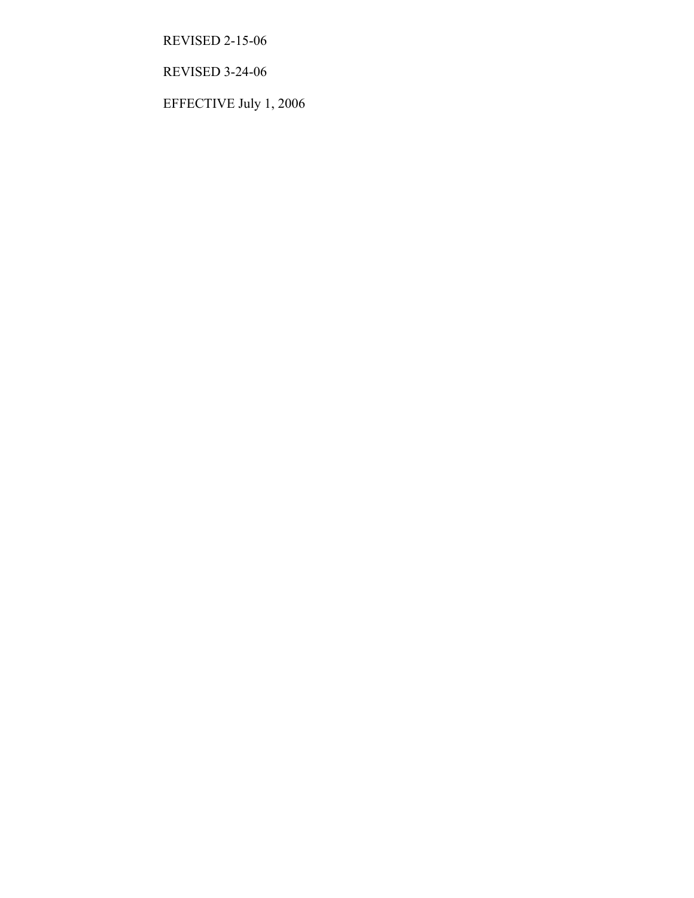REVISED 2-15-06

REVISED 3-24-06

EFFECTIVE July 1, 2006